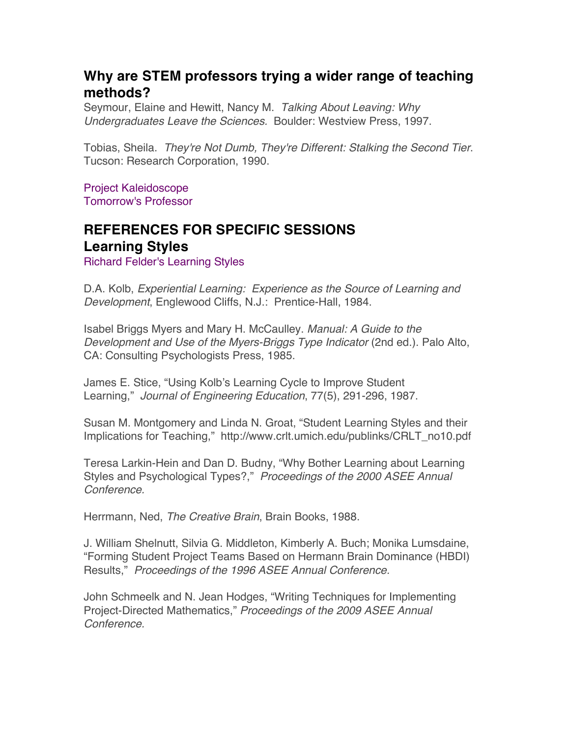## Why are STEM professors trying a wider range of teaching methods?

Seymour, Elaine and Hewitt, Nancy M. *Talking About Leaving: Why Undergraduates Leave the Sciences.* Boulder: Westview Press, 1997.

Tobias, Sheila. *They're Not Dumb, They're Different: Stalking the Second Tier*. Tucson: Research Corporation, 1990.

Project Kaleidoscope
Tomorrow's Professor

## REFERENCES FOR SPECIFIC SESSIONS

## Learning Styles

Richard Felder's Learning Styles

D.A. Kolb, *Experiential Learning: Experience as the Source of Learning and Development*, Englewood Cliffs, N.J.: Prentice-Hall, 1984.

Isabel Briggs Myers and Mary H. McCaulley. *Manual: A Guide to the Development and Use of the Myers-Briggs Type Indicator* (2nd ed.). Palo Alto, CA: Consulting Psychologists Press, 1985.

James E. Stice, "Using Kolb's Learning Cycle to Improve Student Learning," *Journal of Engineering Education*, 77(5), 291-296, 1987.

Susan M. Montgomery and Linda N. Groat, "Student Learning Styles and their Implications for Teaching," http://www.crlt.umich.edu/publinks/CRLT_no10.pdf

Teresa Larkin-Hein and Dan D. Budny, "Why Bother Learning about Learning Styles and Psychological Types?," *Proceedings of the 2000 ASEE Annual Conference.*

Herrmann, Ned, *The Creative Brain*, Brain Books, 1988.

J. William Shelnutt, Silvia G. Middleton, Kimberly A. Buch; Monika Lumsdaine, "Forming Student Project Teams Based on Hermann Brain Dominance (HBDI) Results," *Proceedings of the 1996 ASEE Annual Conference.*

John Schmeelk and N. Jean Hodges, "Writing Techniques for Implementing Project-Directed Mathematics," *Proceedings of the 2009 ASEE Annual Conference.*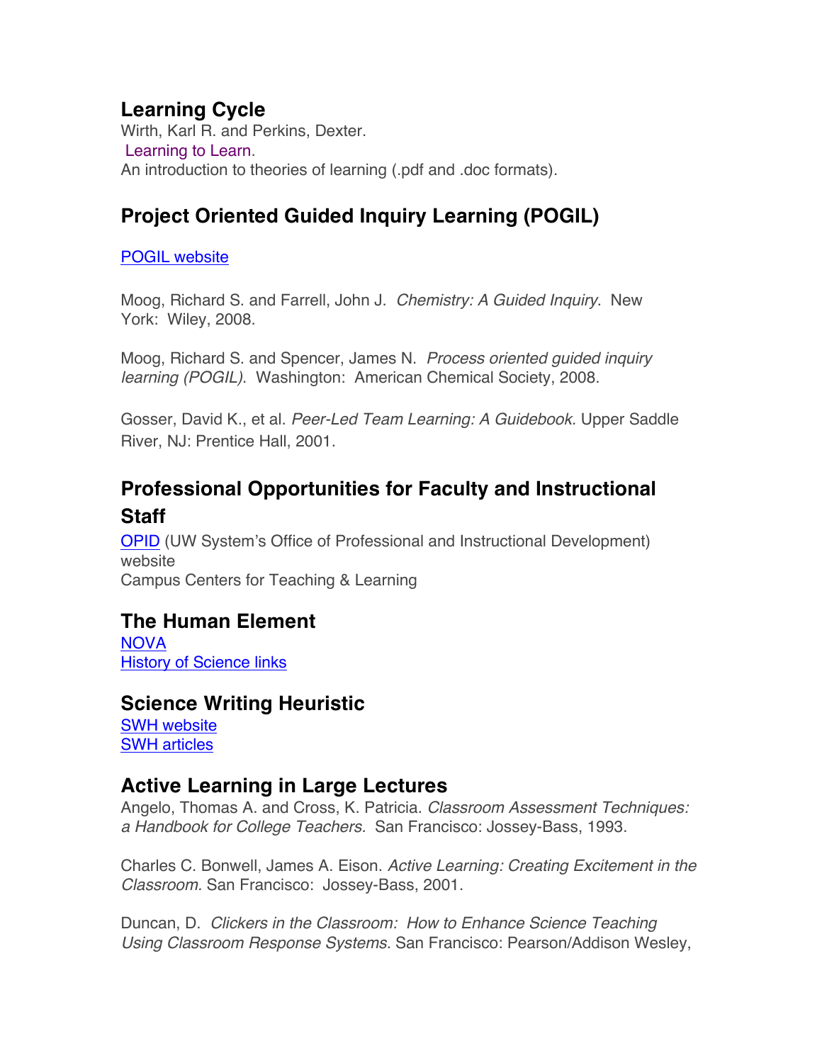## Learning Cycle

Wirth, Karl R. and Perkins, Dexter.
Learning to Learn.
An introduction to theories of learning (.pdf and .doc formats).

## Project Oriented Guided Inquiry Learning (POGIL)

POGIL website

Moog, Richard S. and Farrell, John J. *Chemistry: A Guided Inquiry*. New York: Wiley, 2008.

Moog, Richard S. and Spencer, James N. *Process oriented guided inquiry learning (POGIL)*. Washington: American Chemical Society, 2008.

Gosser, David K., et al. *Peer-Led Team Learning: A Guidebook.* Upper Saddle River, NJ: Prentice Hall, 2001.

## Professional Opportunities for Faculty and Instructional Staff

OPID (UW System's Office of Professional and Instructional Development) website
Campus Centers for Teaching & Learning

## The Human Element

NOVA
History of Science links

## Science Writing Heuristic

SWH website
SWH articles

## Active Learning in Large Lectures

Angelo, Thomas A. and Cross, K. Patricia. *Classroom Assessment Techniques: a Handbook for College Teachers.* San Francisco: Jossey-Bass, 1993.

Charles C. Bonwell, James A. Eison. *Active Learning: Creating Excitement in the Classroom.* San Francisco: Jossey-Bass, 2001.

Duncan, D. *Clickers in the Classroom: How to Enhance Science Teaching Using Classroom Response Systems.* San Francisco: Pearson/Addison Wesley,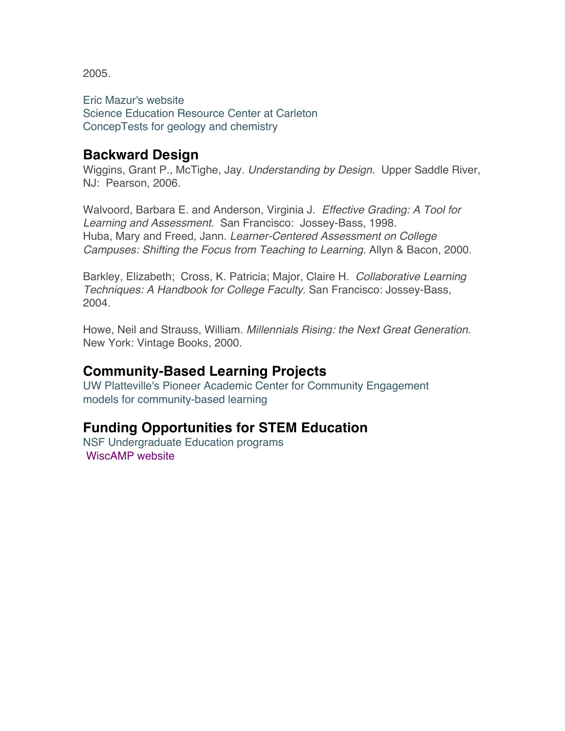2005.

Eric Mazur's website
Science Education Resource Center at Carleton
ConcepTests for geology and chemistry

## Backward Design

Wiggins, Grant P., McTighe, Jay. *Understanding by Design.* Upper Saddle River, NJ: Pearson, 2006.

Walvoord, Barbara E. and Anderson, Virginia J. *Effective Grading: A Tool for Learning and Assessment.* San Francisco: Jossey-Bass, 1998.
Huba, Mary and Freed, Jann. *Learner-Centered Assessment on College Campuses: Shifting the Focus from Teaching to Learning.* Allyn & Bacon, 2000.

Barkley, Elizabeth; Cross, K. Patricia; Major, Claire H. *Collaborative Learning Techniques: A Handbook for College Faculty.* San Francisco: Jossey-Bass, 2004.

Howe, Neil and Strauss, William. *Millennials Rising: the Next Great Generation.* New York: Vintage Books, 2000.

## Community-Based Learning Projects

UW Platteville's Pioneer Academic Center for Community Engagement
models for community-based learning

## Funding Opportunities for STEM Education

NSF Undergraduate Education programs
WiscAMP website